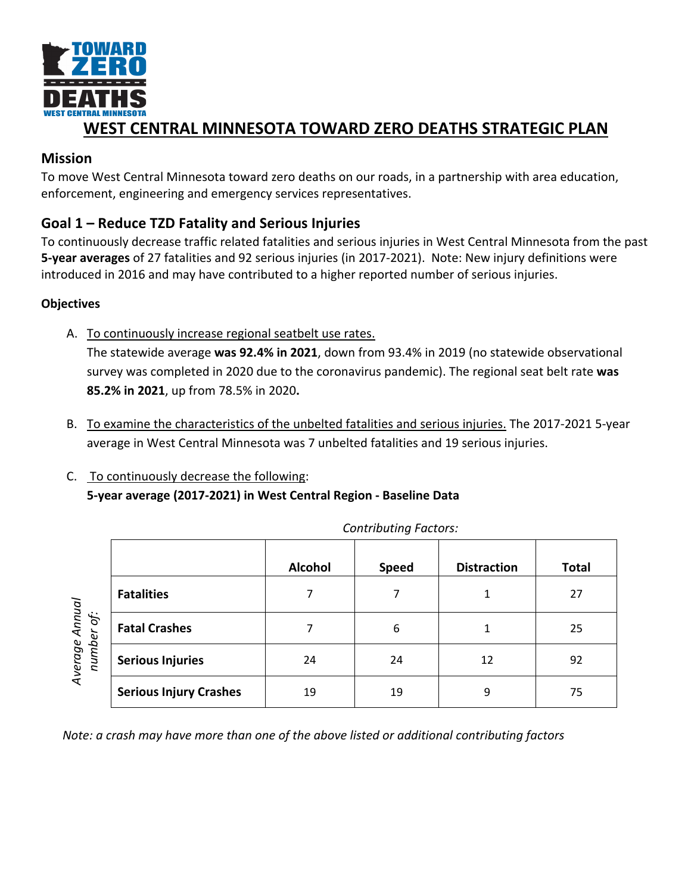# WEST CENTRAL MINNESOTA TOWARD ZERO DEATHS STRATEGIC PLAN

## Mission

To move West Central Minnesota toward zero deaths on our roads, in a partnership with area education, enforcement, engineering and emergency services representatives.

## Goal 1 – Reduce TZD Fatality and Serious Injuries

To continuously decrease traffic related fatalities and serious injuries in West Central Minnesota from the past **5-year averages** of 27 fatalities and 92 serious injuries (in 2017-2021). Note: New injury definitions were introduced in 2016 and may have contributed to a higher reported number of serious injuries.

### Objectives

A. To continuously increase regional seatbelt use rates.
The statewide average **was 92.4% in 2021**, down from 93.4% in 2019 (no statewide observational survey was completed in 2020 due to the coronavirus pandemic). The regional seat belt rate **was 85.2% in 2021**, up from 78.5% in 2020**.**

B. To examine the characteristics of the unbelted fatalities and serious injuries. The 2017-2021 5-year average in West Central Minnesota was 7 unbelted fatalities and 19 serious injuries.

C. To continuously decrease the following:
**5-year average (2017-2021) in West Central Region - Baseline Data**

*Contributing Factors:*

| *Average Annual number of:* | Alcohol | Speed | Distraction | Total |
|---|---|---|---|---|
| **Fatalities** | 7 | 7 | 1 | 27 |
| **Fatal Crashes** | 7 | 6 | 1 | 25 |
| **Serious Injuries** | 24 | 24 | 12 | 92 |
| **Serious Injury Crashes** | 19 | 19 | 9 | 75 |

*Note: a crash may have more than one of the above listed or additional contributing factors*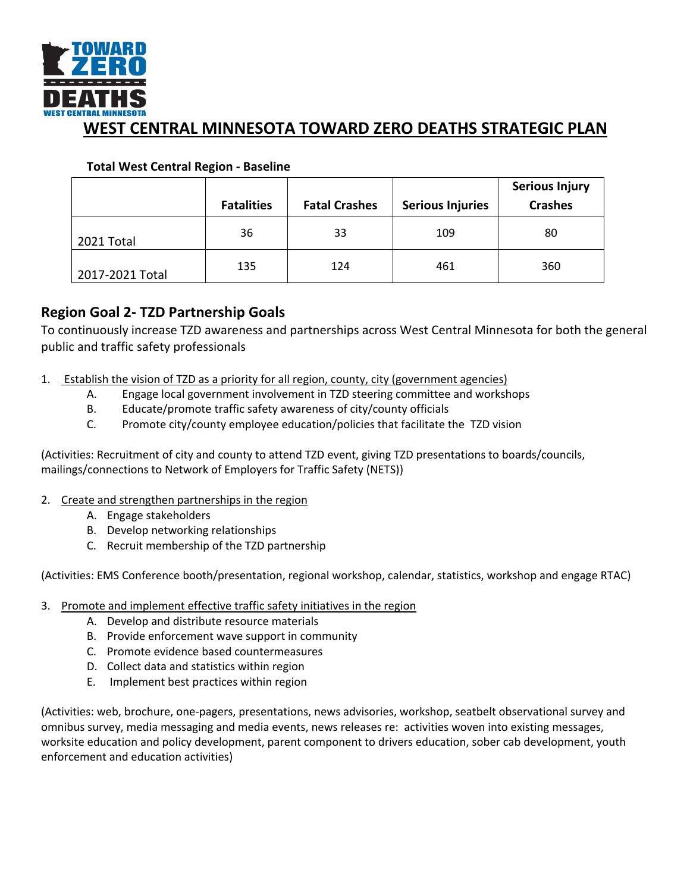# WEST CENTRAL MINNESOTA TOWARD ZERO DEATHS STRATEGIC PLAN

**Total West Central Region - Baseline**

| | Fatalities | Fatal Crashes | Serious Injuries | Serious Injury Crashes |
|---|---|---|---|---|
| 2021 Total | 36 | 33 | 109 | 80 |
| 2017-2021 Total | 135 | 124 | 461 | 360 |

## Region Goal 2- TZD Partnership Goals

To continuously increase TZD awareness and partnerships across West Central Minnesota for both the general public and traffic safety professionals

1. Establish the vision of TZD as a priority for all region, county, city (government agencies)
   - A. Engage local government involvement in TZD steering committee and workshops
   - B. Educate/promote traffic safety awareness of city/county officials
   - C. Promote city/county employee education/policies that facilitate the TZD vision

(Activities: Recruitment of city and county to attend TZD event, giving TZD presentations to boards/councils, mailings/connections to Network of Employers for Traffic Safety (NETS))

2. Create and strengthen partnerships in the region
   - A. Engage stakeholders
   - B. Develop networking relationships
   - C. Recruit membership of the TZD partnership

(Activities: EMS Conference booth/presentation, regional workshop, calendar, statistics, workshop and engage RTAC)

3. Promote and implement effective traffic safety initiatives in the region
   - A. Develop and distribute resource materials
   - B. Provide enforcement wave support in community
   - C. Promote evidence based countermeasures
   - D. Collect data and statistics within region
   - E. Implement best practices within region

(Activities: web, brochure, one-pagers, presentations, news advisories, workshop, seatbelt observational survey and omnibus survey, media messaging and media events, news releases re: activities woven into existing messages, worksite education and policy development, parent component to drivers education, sober cab development, youth enforcement and education activities)